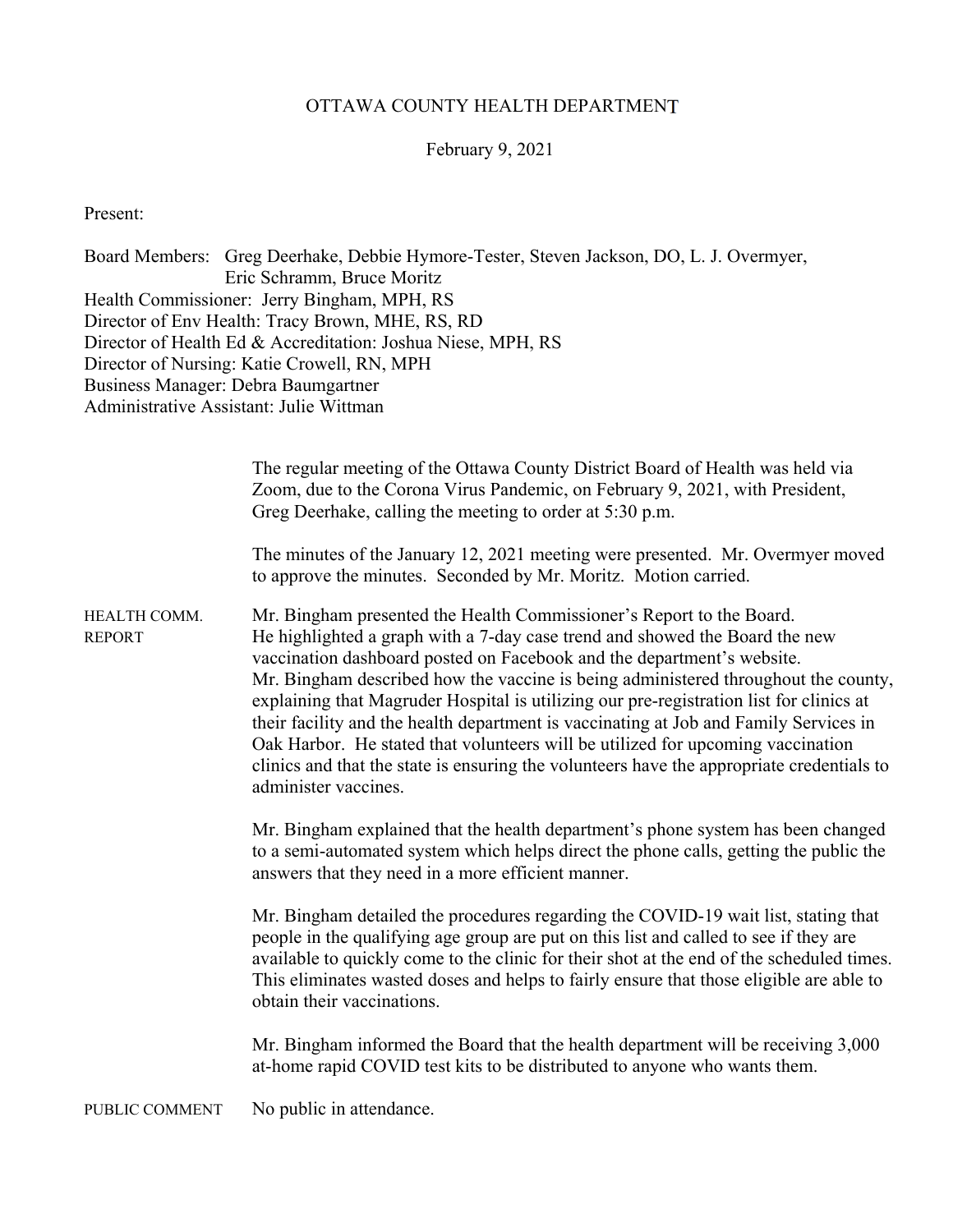# OTTAWA COUNTY HEALTH DEPARTMENT

February 9, 2021

Present:

Board Members: Greg Deerhake, Debbie Hymore-Tester, Steven Jackson, DO, L. J. Overmyer, Eric Schramm, Bruce Moritz
Health Commissioner: Jerry Bingham, MPH, RS
Director of Env Health: Tracy Brown, MHE, RS, RD
Director of Health Ed & Accreditation: Joshua Niese, MPH, RS
Director of Nursing: Katie Crowell, RN, MPH
Business Manager: Debra Baumgartner
Administrative Assistant: Julie Wittman

The regular meeting of the Ottawa County District Board of Health was held via Zoom, due to the Corona Virus Pandemic, on February 9, 2021, with President, Greg Deerhake, calling the meeting to order at 5:30 p.m.

The minutes of the January 12, 2021 meeting were presented. Mr. Overmyer moved to approve the minutes. Seconded by Mr. Moritz. Motion carried.

**HEALTH COMM. REPORT**

Mr. Bingham presented the Health Commissioner's Report to the Board. He highlighted a graph with a 7-day case trend and showed the Board the new vaccination dashboard posted on Facebook and the department's website. Mr. Bingham described how the vaccine is being administered throughout the county, explaining that Magruder Hospital is utilizing our pre-registration list for clinics at their facility and the health department is vaccinating at Job and Family Services in Oak Harbor. He stated that volunteers will be utilized for upcoming vaccination clinics and that the state is ensuring the volunteers have the appropriate credentials to administer vaccines.

Mr. Bingham explained that the health department's phone system has been changed to a semi-automated system which helps direct the phone calls, getting the public the answers that they need in a more efficient manner.

Mr. Bingham detailed the procedures regarding the COVID-19 wait list, stating that people in the qualifying age group are put on this list and called to see if they are available to quickly come to the clinic for their shot at the end of the scheduled times. This eliminates wasted doses and helps to fairly ensure that those eligible are able to obtain their vaccinations.

Mr. Bingham informed the Board that the health department will be receiving 3,000 at-home rapid COVID test kits to be distributed to anyone who wants them.

**PUBLIC COMMENT**

No public in attendance.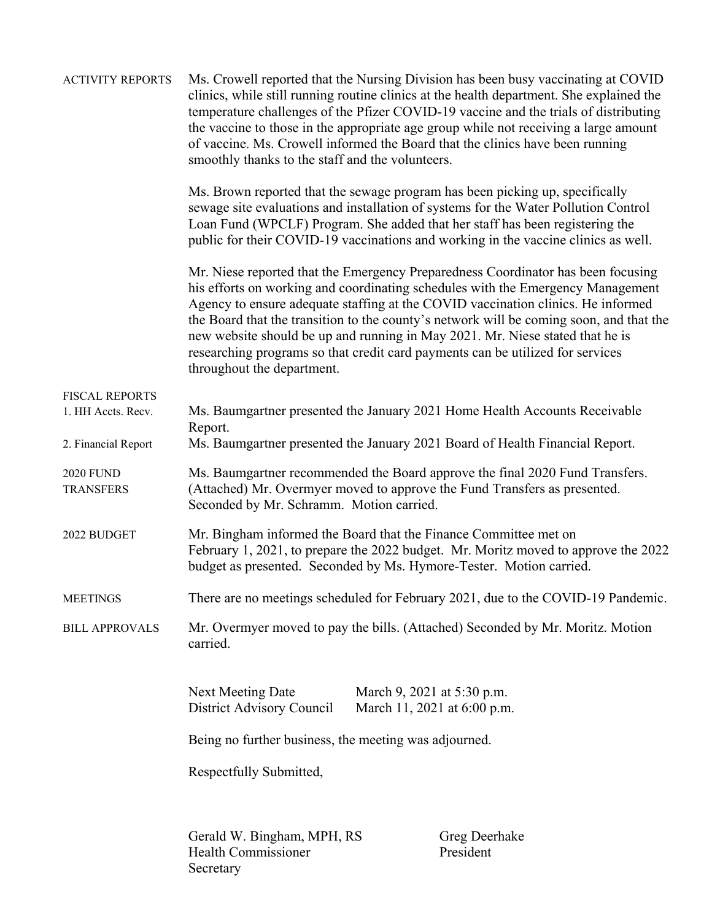**ACTIVITY REPORTS**

Ms. Crowell reported that the Nursing Division has been busy vaccinating at COVID clinics, while still running routine clinics at the health department. She explained the temperature challenges of the Pfizer COVID-19 vaccine and the trials of distributing the vaccine to those in the appropriate age group while not receiving a large amount of vaccine. Ms. Crowell informed the Board that the clinics have been running smoothly thanks to the staff and the volunteers.

Ms. Brown reported that the sewage program has been picking up, specifically sewage site evaluations and installation of systems for the Water Pollution Control Loan Fund (WPCLF) Program. She added that her staff has been registering the public for their COVID-19 vaccinations and working in the vaccine clinics as well.

Mr. Niese reported that the Emergency Preparedness Coordinator has been focusing his efforts on working and coordinating schedules with the Emergency Management Agency to ensure adequate staffing at the COVID vaccination clinics. He informed the Board that the transition to the county's network will be coming soon, and that the new website should be up and running in May 2021. Mr. Niese stated that he is researching programs so that credit card payments can be utilized for services throughout the department.

**FISCAL REPORTS**

**1. HH Accts. Recv.** Ms. Baumgartner presented the January 2021 Home Health Accounts Receivable Report.

**2. Financial Report** Ms. Baumgartner presented the January 2021 Board of Health Financial Report.

**2020 FUND TRANSFERS**

Ms. Baumgartner recommended the Board approve the final 2020 Fund Transfers. (Attached) Mr. Overmyer moved to approve the Fund Transfers as presented. Seconded by Mr. Schramm. Motion carried.

**2022 BUDGET**

Mr. Bingham informed the Board that the Finance Committee met on February 1, 2021, to prepare the 2022 budget. Mr. Moritz moved to approve the 2022 budget as presented. Seconded by Ms. Hymore-Tester. Motion carried.

**MEETINGS**

There are no meetings scheduled for February 2021, due to the COVID-19 Pandemic.

**BILL APPROVALS**

Mr. Overmyer moved to pay the bills. (Attached) Seconded by Mr. Moritz. Motion carried.

Next Meeting Date March 9, 2021 at 5:30 p.m.
District Advisory Council March 11, 2021 at 6:00 p.m.

Being no further business, the meeting was adjourned.

Respectfully Submitted,

Gerald W. Bingham, MPH, RS
Health Commissioner
Secretary

Greg Deerhake
President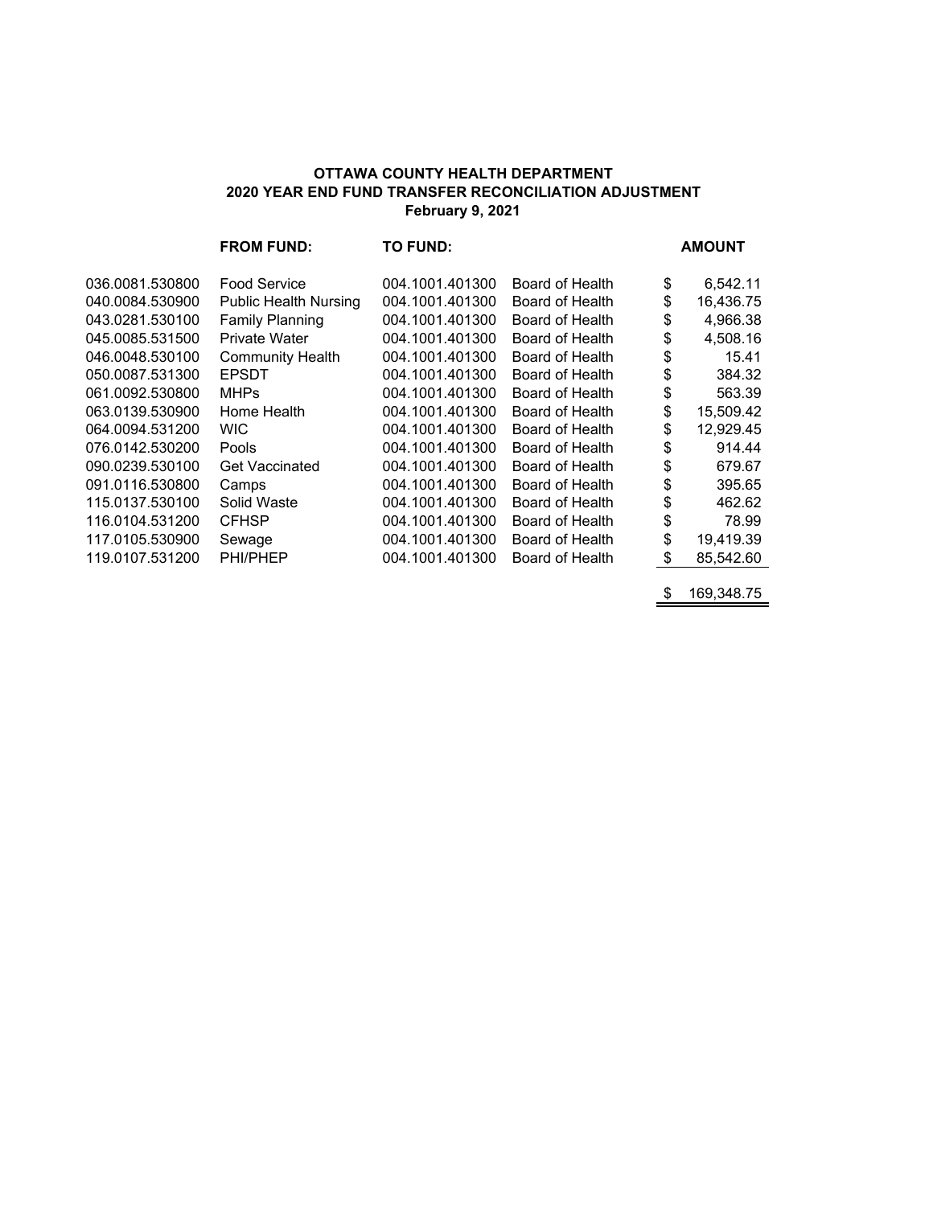**OTTAWA COUNTY HEALTH DEPARTMENT**
**2020 YEAR END FUND TRANSFER RECONCILIATION ADJUSTMENT**
**February 9, 2021**

| | FROM FUND: | TO FUND: | | AMOUNT |
|---|---|---|---|---|
| 036.0081.530800 | Food Service | 004.1001.401300 | Board of Health | $ 6,542.11 |
| 040.0084.530900 | Public Health Nursing | 004.1001.401300 | Board of Health | $ 16,436.75 |
| 043.0281.530100 | Family Planning | 004.1001.401300 | Board of Health | $ 4,966.38 |
| 045.0085.531500 | Private Water | 004.1001.401300 | Board of Health | $ 4,508.16 |
| 046.0048.530100 | Community Health | 004.1001.401300 | Board of Health | $ 15.41 |
| 050.0087.531300 | EPSDT | 004.1001.401300 | Board of Health | $ 384.32 |
| 061.0092.530800 | MHPs | 004.1001.401300 | Board of Health | $ 563.39 |
| 063.0139.530900 | Home Health | 004.1001.401300 | Board of Health | $ 15,509.42 |
| 064.0094.531200 | WIC | 004.1001.401300 | Board of Health | $ 12,929.45 |
| 076.0142.530200 | Pools | 004.1001.401300 | Board of Health | $ 914.44 |
| 090.0239.530100 | Get Vaccinated | 004.1001.401300 | Board of Health | $ 679.67 |
| 091.0116.530800 | Camps | 004.1001.401300 | Board of Health | $ 395.65 |
| 115.0137.530100 | Solid Waste | 004.1001.401300 | Board of Health | $ 462.62 |
| 116.0104.531200 | CFHSP | 004.1001.401300 | Board of Health | $ 78.99 |
| 117.0105.530900 | Sewage | 004.1001.401300 | Board of Health | $ 19,419.39 |
| 119.0107.531200 | PHI/PHEP | 004.1001.401300 | Board of Health | $ 85,542.60 |
| | | | | $ 169,348.75 |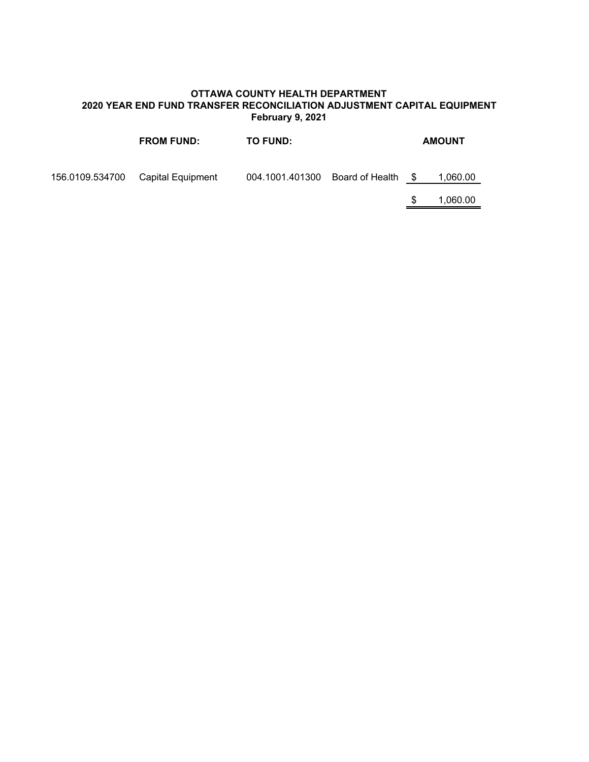**OTTAWA COUNTY HEALTH DEPARTMENT**
**2020 YEAR END FUND TRANSFER RECONCILIATION ADJUSTMENT CAPITAL EQUIPMENT**
**February 9, 2021**

| FROM FUND: | | TO FUND: | | AMOUNT |
|---|---|---|---|---|
| 156.0109.534700 | Capital Equipment | 004.1001.401300 | Board of Health | $ 1,060.00 |
| | | | | $ 1,060.00 |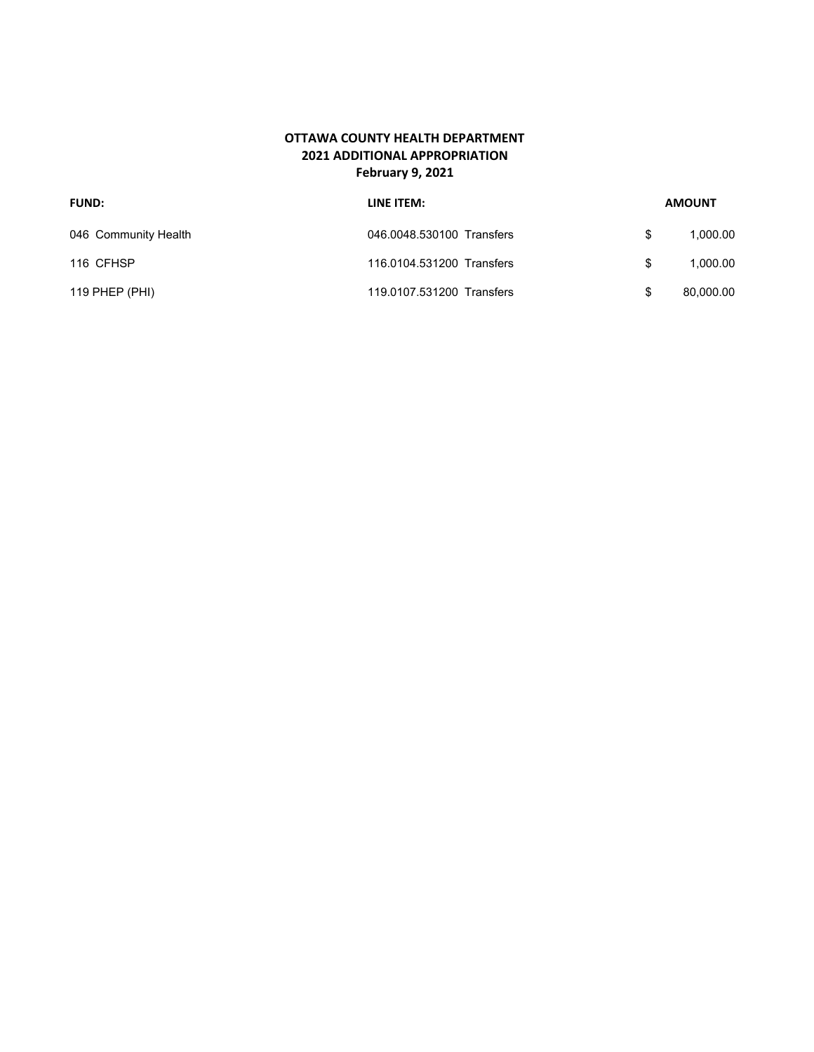**OTTAWA COUNTY HEALTH DEPARTMENT**
**2021 ADDITIONAL APPROPRIATION**
**February 9, 2021**

| FUND: | LINE ITEM: | AMOUNT |
|---|---|---|
| 046 Community Health | 046.0048.530100 Transfers | $ 1,000.00 |
| 116 CFHSP | 116.0104.531200 Transfers | $ 1,000.00 |
| 119 PHEP (PHI) | 119.0107.531200 Transfers | $ 80,000.00 |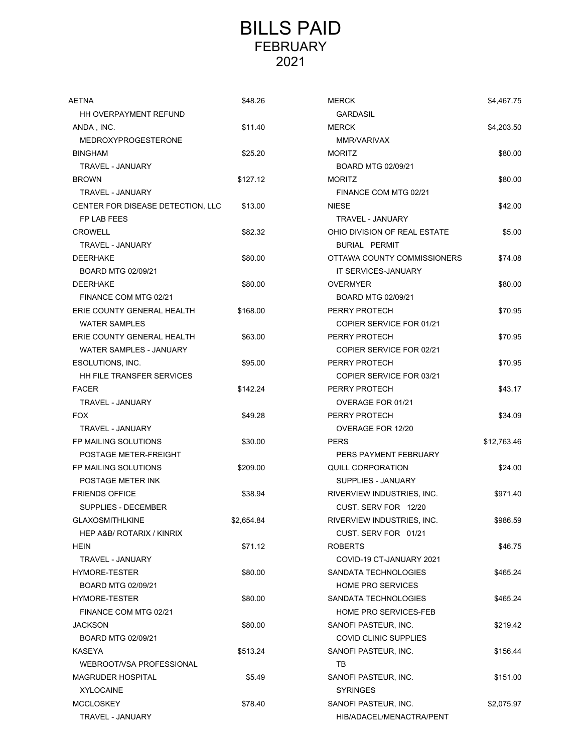# BILLS PAID
## FEBRUARY
## 2021

| Vendor / Description | Amount |
|---|---|
| AETNA<br>HH OVERPAYMENT REFUND | $48.26 |
| ANDA , INC.<br>MEDROXYPROGESTERONE | $11.40 |
| BINGHAM<br>TRAVEL - JANUARY | $25.20 |
| BROWN<br>TRAVEL - JANUARY | $127.12 |
| CENTER FOR DISEASE DETECTION, LLC<br>FP LAB FEES | $13.00 |
| CROWELL<br>TRAVEL - JANUARY | $82.32 |
| DEERHAKE<br>BOARD MTG 02/09/21 | $80.00 |
| DEERHAKE<br>FINANCE COM MTG 02/21 | $80.00 |
| ERIE COUNTY GENERAL HEALTH<br>WATER SAMPLES | $168.00 |
| ERIE COUNTY GENERAL HEALTH<br>WATER SAMPLES - JANUARY | $63.00 |
| ESOLUTIONS, INC.<br>HH FILE TRANSFER SERVICES | $95.00 |
| FACER<br>TRAVEL - JANUARY | $142.24 |
| FOX<br>TRAVEL - JANUARY | $49.28 |
| FP MAILING SOLUTIONS<br>POSTAGE METER-FREIGHT | $30.00 |
| FP MAILING SOLUTIONS<br>POSTAGE METER INK | $209.00 |
| FRIENDS OFFICE<br>SUPPLIES - DECEMBER | $38.94 |
| GLAXOSMITHLKINE<br>HEP A&B/ ROTARIX / KINRIX | $2,654.84 |
| HEIN<br>TRAVEL - JANUARY | $71.12 |
| HYMORE-TESTER<br>BOARD MTG 02/09/21 | $80.00 |
| HYMORE-TESTER<br>FINANCE COM MTG 02/21 | $80.00 |
| JACKSON<br>BOARD MTG 02/09/21 | $80.00 |
| KASEYA<br>WEBROOT/VSA PROFESSIONAL | $513.24 |
| MAGRUDER HOSPITAL<br>XYLOCAINE | $5.49 |
| MCCLOSKEY<br>TRAVEL - JANUARY | $78.40 |
| MERCK<br>GARDASIL | $4,467.75 |
| MERCK<br>MMR/VARIVAX | $4,203.50 |
| MORITZ<br>BOARD MTG 02/09/21 | $80.00 |
| MORITZ<br>FINANCE COM MTG 02/21 | $80.00 |
| NIESE<br>TRAVEL - JANUARY | $42.00 |
| OHIO DIVISION OF REAL ESTATE<br>BURIAL PERMIT | $5.00 |
| OTTAWA COUNTY COMMISSIONERS<br>IT SERVICES-JANUARY | $74.08 |
| OVERMYER<br>BOARD MTG 02/09/21 | $80.00 |
| PERRY PROTECH<br>COPIER SERVICE FOR 01/21 | $70.95 |
| PERRY PROTECH<br>COPIER SERVICE FOR 02/21 | $70.95 |
| PERRY PROTECH<br>COPIER SERVICE FOR 03/21 | $70.95 |
| PERRY PROTECH<br>OVERAGE FOR 01/21 | $43.17 |
| PERRY PROTECH<br>OVERAGE FOR 12/20 | $34.09 |
| PERS<br>PERS PAYMENT FEBRUARY | $12,763.46 |
| QUILL CORPORATION<br>SUPPLIES - JANUARY | $24.00 |
| RIVERVIEW INDUSTRIES, INC.<br>CUST. SERV FOR 12/20 | $971.40 |
| RIVERVIEW INDUSTRIES, INC.<br>CUST. SERV FOR 01/21 | $986.59 |
| ROBERTS<br>COVID-19 CT-JANUARY 2021 | $46.75 |
| SANDATA TECHNOLOGIES<br>HOME PRO SERVICES | $465.24 |
| SANDATA TECHNOLOGIES<br>HOME PRO SERVICES-FEB | $465.24 |
| SANOFI PASTEUR, INC.<br>COVID CLINIC SUPPLIES | $219.42 |
| SANOFI PASTEUR, INC.<br>TB | $156.44 |
| SANOFI PASTEUR, INC.<br>SYRINGES | $151.00 |
| SANOFI PASTEUR, INC.<br>HIB/ADACEL/MENACTRA/PENT | $2,075.97 |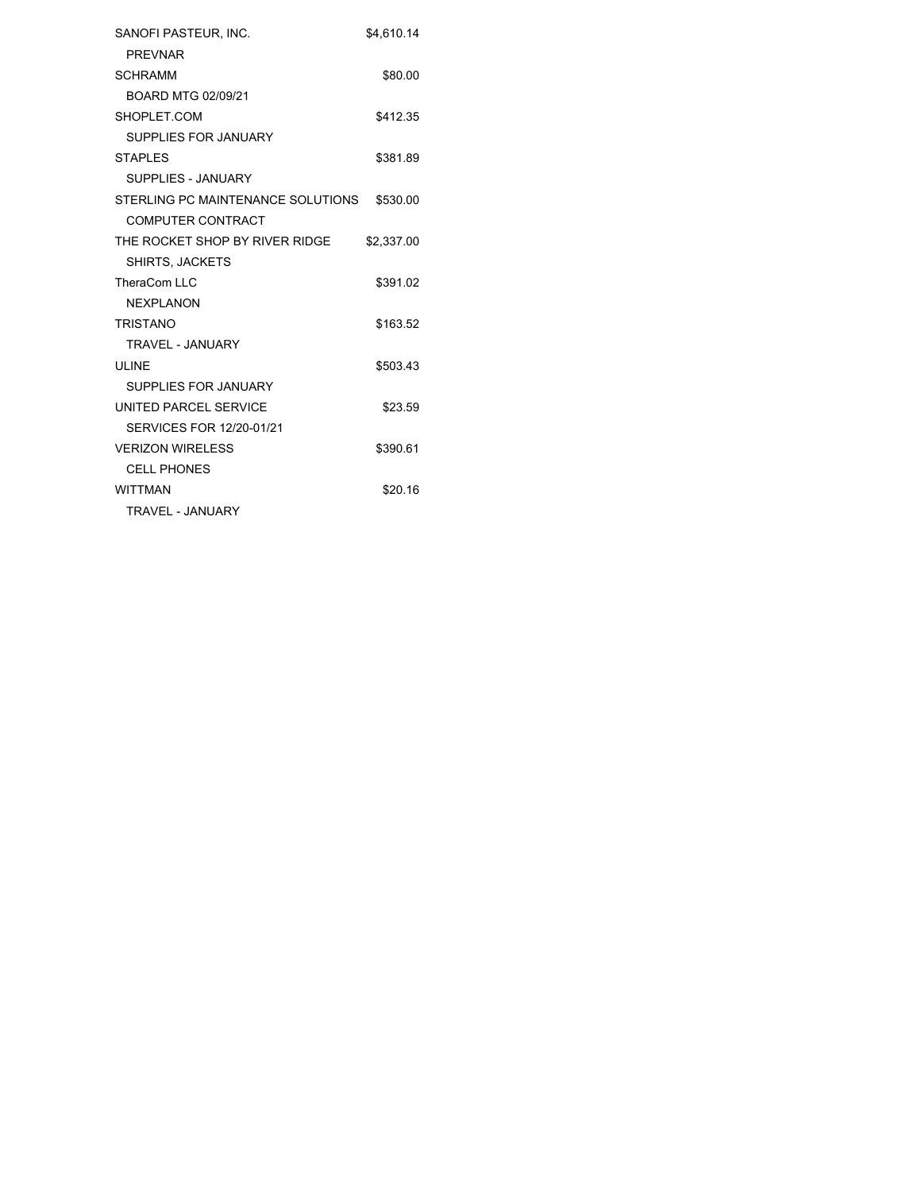| | |
|---|---|
| SANOFI PASTEUR, INC. | $4,610.14 |
| PREVNAR | |
| SCHRAMM | $80.00 |
| BOARD MTG 02/09/21 | |
| SHOPLET.COM | $412.35 |
| SUPPLIES FOR JANUARY | |
| STAPLES | $381.89 |
| SUPPLIES - JANUARY | |
| STERLING PC MAINTENANCE SOLUTIONS | $530.00 |
| COMPUTER CONTRACT | |
| THE ROCKET SHOP BY RIVER RIDGE | $2,337.00 |
| SHIRTS, JACKETS | |
| TheraCom LLC | $391.02 |
| NEXPLANON | |
| TRISTANO | $163.52 |
| TRAVEL - JANUARY | |
| ULINE | $503.43 |
| SUPPLIES FOR JANUARY | |
| UNITED PARCEL SERVICE | $23.59 |
| SERVICES FOR 12/20-01/21 | |
| VERIZON WIRELESS | $390.61 |
| CELL PHONES | |
| WITTMAN | $20.16 |
| TRAVEL - JANUARY | |